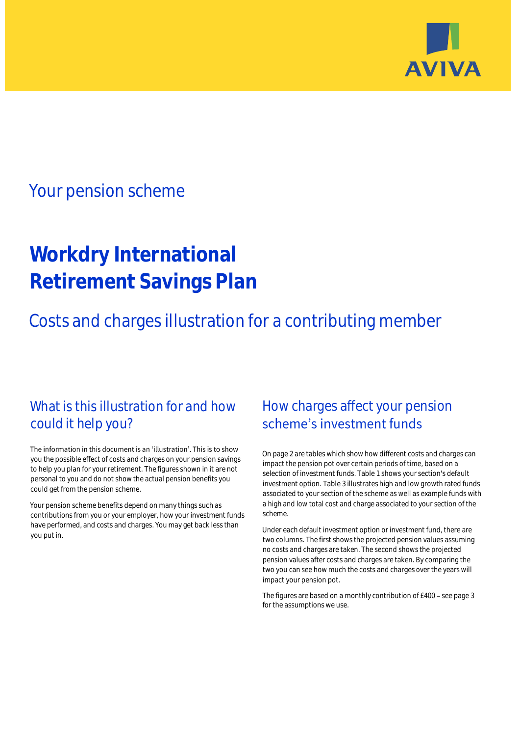AVIVA

## Your pension scheme

# Workdry International Retirement Savings Plan

## Costs and charges illustration for a contributing member

### What is this illustration for and how could it help you?

The information in this document is an 'illustration'. This is to show you the possible effect of costs and charges on your pension savings to help you plan for your retirement. The figures shown in it are not personal to you and do not show the actual pension benefits you could get from the pension scheme.

Your pension scheme benefits depend on many things such as contributions from you or your employer, how your investment funds have performed, and costs and charges. You may get back less than you put in.

### How charges affect your pension scheme's investment funds

On page 2 are tables which show how different costs and charges can impact the pension pot over certain periods of time, based on a selection of investment funds. Table 1 shows your section's default investment option. Table 3 illustrates high and low growth rated funds associated to your section of the scheme as well as example funds with a high and low total cost and charge associated to your section of the scheme.

Under each default investment option or investment fund, there are two columns. The first shows the projected pension values assuming no costs and charges are taken. The second shows the projected pension values after costs and charges are taken. By comparing the two you can see how much the costs and charges over the years will impact your pension pot.

The figures are based on a monthly contribution of £400 – see page 3 for the assumptions we use.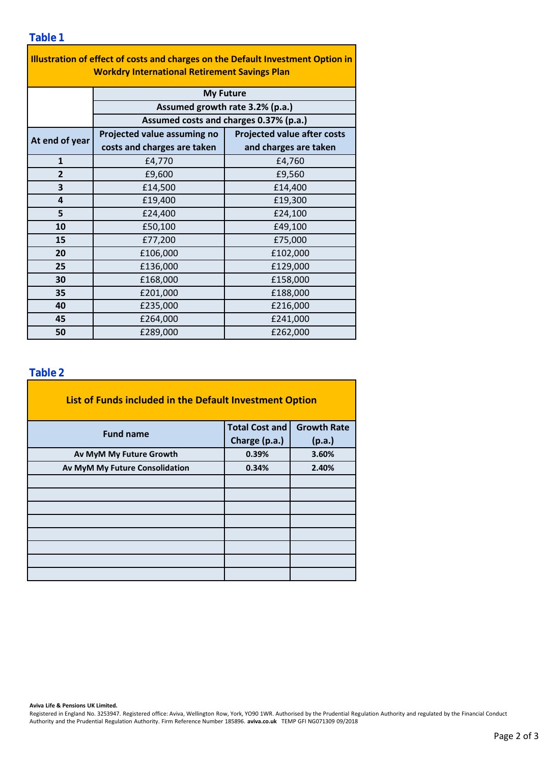## Table 1

| Illustration of effect of costs and charges on the Default Investment Option in Workdry International Retirement Savings Plan | | |
|---|---|---|
| | My Future | |
| | Assumed growth rate 3.2% (p.a.) | |
| | Assumed costs and charges 0.37% (p.a.) | |
| At end of year | Projected value assuming no costs and charges are taken | Projected value after costs and charges are taken |
| 1 | £4,770 | £4,760 |
| 2 | £9,600 | £9,560 |
| 3 | £14,500 | £14,400 |
| 4 | £19,400 | £19,300 |
| 5 | £24,400 | £24,100 |
| 10 | £50,100 | £49,100 |
| 15 | £77,200 | £75,000 |
| 20 | £106,000 | £102,000 |
| 25 | £136,000 | £129,000 |
| 30 | £168,000 | £158,000 |
| 35 | £201,000 | £188,000 |
| 40 | £235,000 | £216,000 |
| 45 | £264,000 | £241,000 |
| 50 | £289,000 | £262,000 |

## Table 2

| List of Funds included in the Default Investment Option | | |
|---|---|---|
| Fund name | Total Cost and Charge (p.a.) | Growth Rate (p.a.) |
| Av MyM My Future Growth | 0.39% | 3.60% |
| Av MyM My Future Consolidation | 0.34% | 2.40% |
| | | |
| | | |
| | | |
| | | |
| | | |
| | | |
| | | |
| | | |

**Aviva Life & Pensions UK Limited.**

Registered in England No. 3253947. Registered office: Aviva, Wellington Row, York, YO90 1WR. Authorised by the Prudential Regulation Authority and regulated by the Financial Conduct Authority and the Prudential Regulation Authority. Firm Reference Number 185896. **aviva.co.uk** TEMP GFI NG071309 09/2018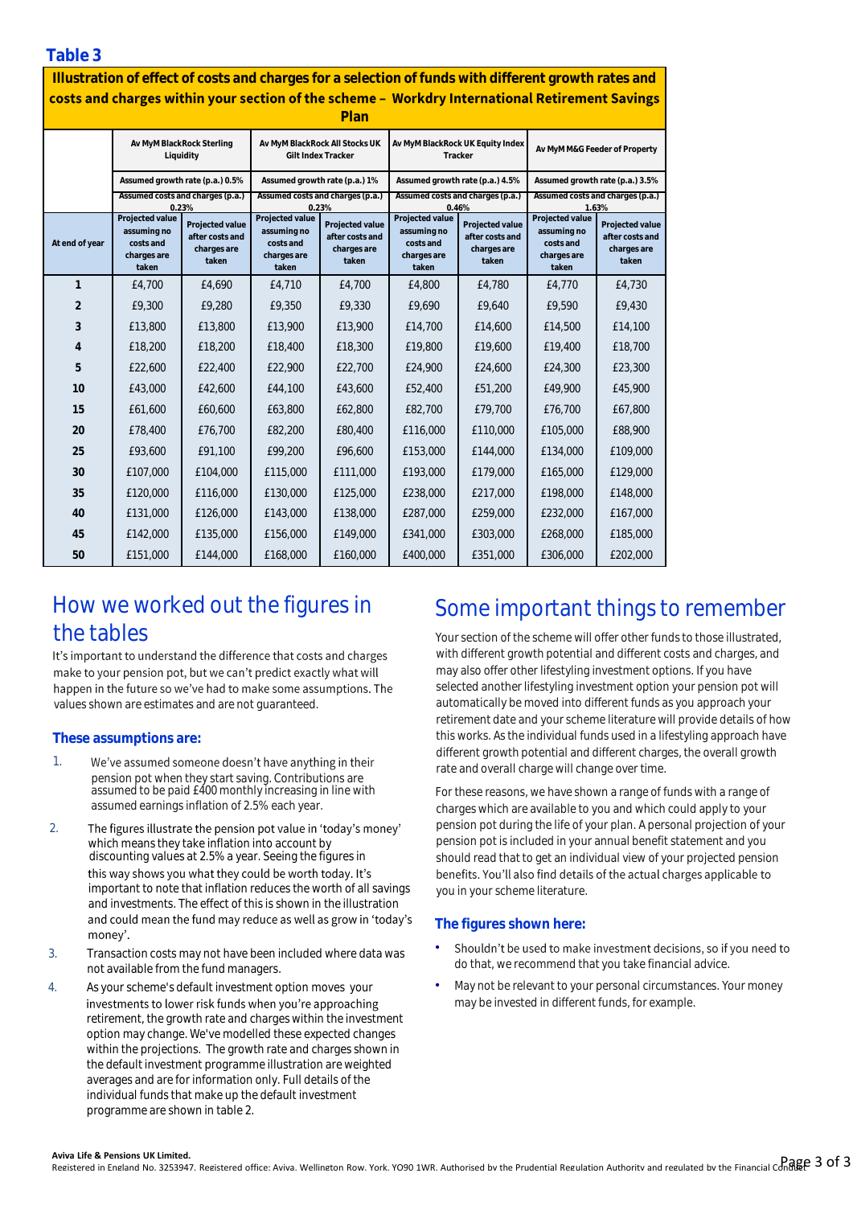## Table 3

| Illustration of effect of costs and charges for a selection of funds with different growth rates and costs and charges within your section of the scheme – Workdry International Retirement Savings Plan | | | | | | | | |
|---|---|---|---|---|---|---|---|---|
| | Av MyM BlackRock Sterling Liquidity | | Av MyM BlackRock All Stocks UK Gilt Index Tracker | | Av MyM BlackRock UK Equity Index Tracker | | Av MyM M&G Feeder of Property | |
| | Assumed growth rate (p.a.) 0.5% | | Assumed growth rate (p.a.) 1% | | Assumed growth rate (p.a.) 4.5% | | Assumed growth rate (p.a.) 3.5% | |
| | Assumed costs and charges (p.a.) 0.23% | | Assumed costs and charges (p.a.) 0.23% | | Assumed costs and charges (p.a.) 0.46% | | Assumed costs and charges (p.a.) 1.63% | |
| At end of year | Projected value assuming no costs and charges are taken | Projected value after costs and charges are taken | Projected value assuming no costs and charges are taken | Projected value after costs and charges are taken | Projected value assuming no costs and charges are taken | Projected value after costs and charges are taken | Projected value assuming no costs and charges are taken | Projected value after costs and charges are taken |
| 1 | £4,700 | £4,690 | £4,710 | £4,700 | £4,800 | £4,780 | £4,770 | £4,730 |
| 2 | £9,300 | £9,280 | £9,350 | £9,330 | £9,690 | £9,640 | £9,590 | £9,430 |
| 3 | £13,800 | £13,800 | £13,900 | £13,900 | £14,700 | £14,600 | £14,500 | £14,100 |
| 4 | £18,200 | £18,200 | £18,400 | £18,300 | £19,800 | £19,600 | £19,400 | £18,700 |
| 5 | £22,600 | £22,400 | £22,900 | £22,700 | £24,900 | £24,600 | £24,300 | £23,300 |
| 10 | £43,000 | £42,600 | £44,100 | £43,600 | £52,400 | £51,200 | £49,900 | £45,900 |
| 15 | £61,600 | £60,600 | £63,800 | £62,800 | £82,700 | £79,700 | £76,700 | £67,800 |
| 20 | £78,400 | £76,700 | £82,200 | £80,400 | £116,000 | £110,000 | £105,000 | £88,900 |
| 25 | £93,600 | £91,100 | £99,200 | £96,600 | £153,000 | £144,000 | £134,000 | £109,000 |
| 30 | £107,000 | £104,000 | £115,000 | £111,000 | £193,000 | £179,000 | £165,000 | £129,000 |
| 35 | £120,000 | £116,000 | £130,000 | £125,000 | £238,000 | £217,000 | £198,000 | £148,000 |
| 40 | £131,000 | £126,000 | £143,000 | £138,000 | £287,000 | £259,000 | £232,000 | £167,000 |
| 45 | £142,000 | £135,000 | £156,000 | £149,000 | £341,000 | £303,000 | £268,000 | £185,000 |
| 50 | £151,000 | £144,000 | £168,000 | £160,000 | £400,000 | £351,000 | £306,000 | £202,000 |

# How we worked out the figures in the tables

It's important to understand the difference that costs and charges make to your pension pot, but we can't predict exactly what will happen in the future so we've had to make some assumptions. The values shown are estimates and are not guaranteed.

### These assumptions are:

1. We've assumed someone doesn't have anything in their pension pot when they start saving. Contributions are assumed to be paid £400 monthly increasing in line with assumed earnings inflation of 2.5% each year.
2. The figures illustrate the pension pot value in 'today's money' which means they take inflation into account by discounting values at 2.5% a year. Seeing the figures in this way shows you what they could be worth today. It's important to note that inflation reduces the worth of all savings and investments. The effect of this is shown in the illustration and could mean the fund may reduce as well as grow in 'today's money'.
3. Transaction costs may not have been included where data was not available from the fund managers.
4. As your scheme's default investment option moves your investments to lower risk funds when you're approaching retirement, the growth rate and charges within the investment option may change. We've modelled these expected changes within the projections. The growth rate and charges shown in the default investment programme illustration are weighted averages and are for information only. Full details of the individual funds that make up the default investment programme are shown in table 2.

# Some important things to remember

Your section of the scheme will offer other funds to those illustrated, with different growth potential and different costs and charges, and may also offer other lifestyling investment options. If you have selected another lifestyling investment option your pension pot will automatically be moved into different funds as you approach your retirement date and your scheme literature will provide details of how this works. As the individual funds used in a lifestyling approach have different growth potential and different charges, the overall growth rate and overall charge will change over time.

For these reasons, we have shown a range of funds with a range of charges which are available to you and which could apply to your pension pot during the life of your plan. A personal projection of your pension pot is included in your annual benefit statement and you should read that to get an individual view of your projected pension benefits. You'll also find details of the actual charges applicable to you in your scheme literature.

### The figures shown here:

- Shouldn't be used to make investment decisions, so if you need to do that, we recommend that you take financial advice.
- May not be relevant to your personal circumstances. Your money may be invested in different funds, for example.

**Aviva Life & Pensions UK Limited.**
Registered in England No. 3253947. Registered office: Aviva, Wellington Row, York, YO90 1WR. Authorised by the Prudential Regulation Authority and regulated by the Financial Conduct